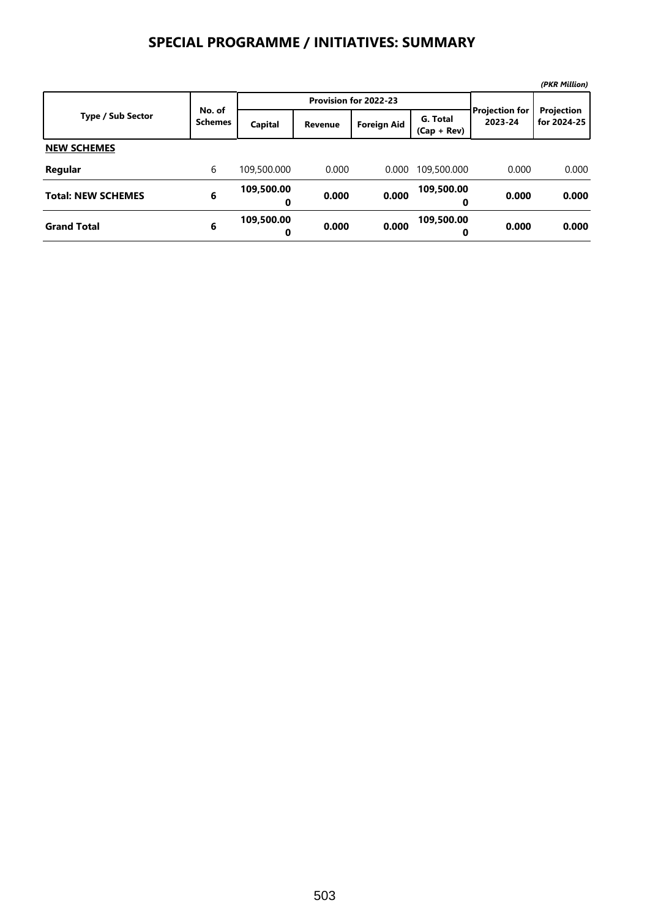# SPECIAL PROGRAMME / INITIATIVES: SUMMARY

*(PKR Million)*

| Type / Sub Sector | No. of Schemes | Provision for 2022-23 | | | | Projection for 2023-24 | Projection for 2024-25 |
|---|---|---|---|---|---|---|---|
| | | Capital | Revenue | Foreign Aid | G. Total (Cap + Rev) | | |
| **NEW SCHEMES** | | | | | | | |
| **Regular** | 6 | 109,500.000 | 0.000 | 0.000 | 109,500.000 | 0.000 | 0.000 |
| **Total: NEW SCHEMES** | **6** | **109,500.000** | **0.000** | **0.000** | **109,500.000** | **0.000** | **0.000** |
| **Grand Total** | **6** | **109,500.000** | **0.000** | **0.000** | **109,500.000** | **0.000** | **0.000** |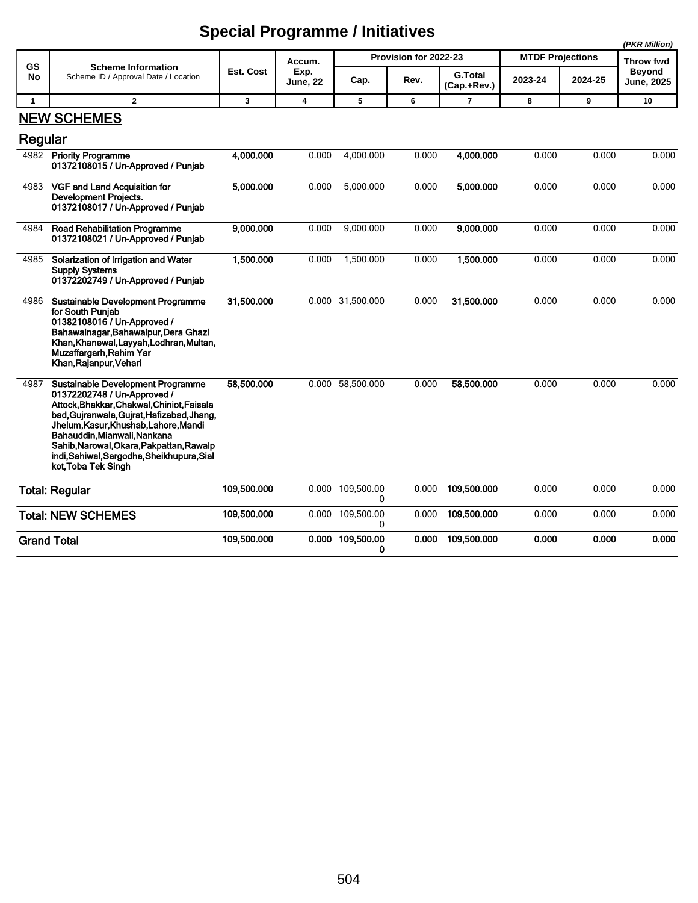# Special Programme / Initiatives

*(PKR Million)*

| GS No | Scheme Information<br>Scheme ID / Approval Date / Location | Est. Cost | Accum. Exp. June, 22 | Provision for 2022-23 | | | MTDF Projections | | Throw fwd Beyond June, 2025 |
|---|---|---|---|---|---|---|---|---|---|
| | | | | Cap. | Rev. | G.Total (Cap.+Rev.) | 2023-24 | 2024-25 | |
| 1 | 2 | 3 | 4 | 5 | 6 | 7 | 8 | 9 | 10 |
| | **NEW SCHEMES** | | | | | | | | |
| | **Regular** | | | | | | | | |
| 4982 | **Priority Programme**<br>**01372108015 / Un-Approved / Punjab** | **4,000.000** | 0.000 | 4,000.000 | 0.000 | **4,000.000** | 0.000 | 0.000 | 0.000 |
| 4983 | **VGF and Land Acquisition for Development Projects.**<br>**01372108017 / Un-Approved / Punjab** | **5,000.000** | 0.000 | 5,000.000 | 0.000 | **5,000.000** | 0.000 | 0.000 | 0.000 |
| 4984 | **Road Rehabilitation Programme**<br>**01372108021 / Un-Approved / Punjab** | **9,000.000** | 0.000 | 9,000.000 | 0.000 | **9,000.000** | 0.000 | 0.000 | 0.000 |
| 4985 | **Solarization of Irrigation and Water Supply Systems**<br>**01372202749 / Un-Approved / Punjab** | **1,500.000** | 0.000 | 1,500.000 | 0.000 | **1,500.000** | 0.000 | 0.000 | 0.000 |
| 4986 | **Sustainable Development Programme for South Punjab**<br>**01382108016 / Un-Approved / Bahawalnagar,Bahawalpur,Dera Ghazi Khan,Khanewal,Layyah,Lodhran,Multan, Muzaffargarh,Rahim Yar Khan,Rajanpur,Vehari** | **31,500.000** | 0.000 | 31,500.000 | 0.000 | **31,500.000** | 0.000 | 0.000 | 0.000 |
| 4987 | **Sustainable Development Programme**<br>**01372202748 / Un-Approved / Attock,Bhakkar,Chakwal,Chiniot,Faisalabad,Gujranwala,Gujrat,Hafizabad,Jhang, Jhelum,Kasur,Khushab,Lahore,Mandi Bahauddin,Mianwali,Nankana Sahib,Narowal,Okara,Pakpattan,Rawalpindi,Sahiwal,Sargodha,Sheikhupura,Sialkot,Toba Tek Singh** | **58,500.000** | 0.000 | 58,500.000 | 0.000 | **58,500.000** | 0.000 | 0.000 | 0.000 |
| | **Total: Regular** | **109,500.000** | 0.000 | 109,500.000 | 0.000 | **109,500.000** | 0.000 | 0.000 | 0.000 |
| | **Total: NEW SCHEMES** | **109,500.000** | 0.000 | 109,500.000 | 0.000 | **109,500.000** | 0.000 | 0.000 | 0.000 |
| | **Grand Total** | **109,500.000** | **0.000** | **109,500.000** | **0.000** | **109,500.000** | **0.000** | **0.000** | **0.000** |